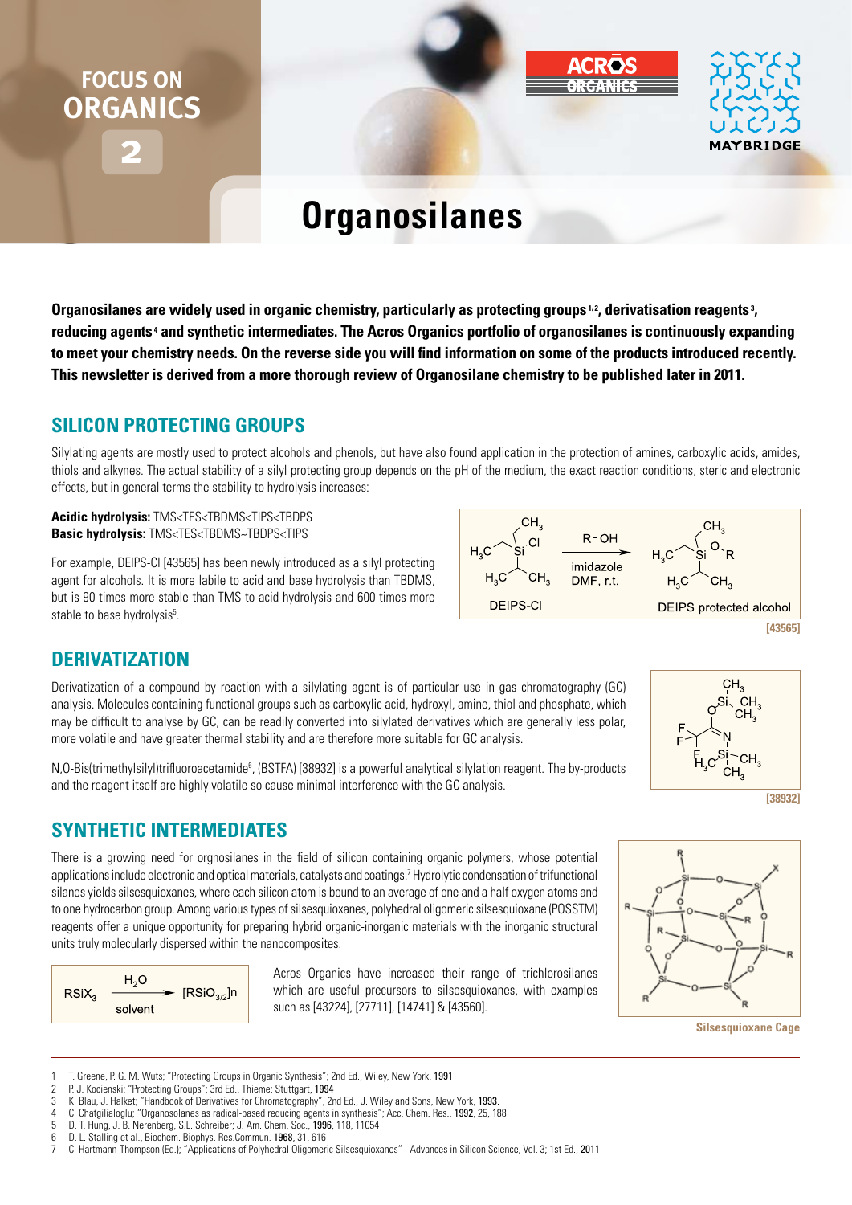FOCUS ON ORGANICS 2

# Organosilanes

**Organosilanes are widely used in organic chemistry, particularly as protecting groups[1,2], derivatisation reagents[3], reducing agents[4] and synthetic intermediates. The Acros Organics portfolio of organosilanes is continuously expanding to meet your chemistry needs. On the reverse side you will find information on some of the products introduced recently. This newsletter is derived from a more thorough review of Organosilane chemistry to be published later in 2011.**

## SILICON PROTECTING GROUPS

Silylating agents are mostly used to protect alcohols and phenols, but have also found application in the protection of amines, carboxylic acids, amides, thiols and alkynes. The actual stability of a silyl protecting group depends on the pH of the medium, the exact reaction conditions, steric and electronic effects, but in general terms the stability to hydrolysis increases:

**Acidic hydrolysis:** TMS<TES<TBDMS<TIPS<TBDPS
**Basic hydrolysis:** TMS<TES<TBDMS~TBDPS<TIPS

For example, DEIPS-Cl [43565] has been newly introduced as a silyl protecting agent for alcohols. It is more labile to acid and base hydrolysis than TBDMS, but is 90 times more stable than TMS to acid hydrolysis and 600 times more stable to base hydrolysis[5].

DEIPS-Cl → (R−OH, imidazole, DMF, r.t.) → DEIPS protected alcohol

[43565]

## DERIVATIZATION

Derivatization of a compound by reaction with a silylating agent is of particular use in gas chromatography (GC) analysis. Molecules containing functional groups such as carboxylic acid, hydroxyl, amine, thiol and phosphate, which may be difficult to analyse by GC, can be readily converted into silylated derivatives which are generally less polar, more volatile and have greater thermal stability and are therefore more suitable for GC analysis.

N,O-Bis(trimethylsilyl)trifluoroacetamide[6], (BSTFA) [38932] is a powerful analytical silylation reagent. The by-products and the reagent itself are highly volatile so cause minimal interference with the GC analysis.

[38932]

## SYNTHETIC INTERMEDIATES

There is a growing need for orgnosilanes in the field of silicon containing organic polymers, whose potential applications include electronic and optical materials, catalysts and coatings.[7] Hydrolytic condensation of trifunctional silanes yields silsesquioxanes, where each silicon atom is bound to an average of one and a half oxygen atoms and to one hydrocarbon group. Among various types of silsesquioxanes, polyhedral oligomeric silsesquioxane (POSSTM) reagents offer a unique opportunity for preparing hybrid organic-inorganic materials with the inorganic structural units truly molecularly dispersed within the nanocomposites.

$$RSiX_3 \xrightarrow[\text{solvent}]{H_2O} [RSiO_{3/2}]n$$

Acros Organics have increased their range of trichlorosilanes which are useful precursors to silsesquioxanes, with examples such as [43224], [27711], [14741] & [43560].

Silsesquioxane Cage

1. T. Greene, P. G. M. Wuts; "Protecting Groups in Organic Synthesis"; 2nd Ed., Wiley, New York, 1991
2. P. J. Kocienski; "Protecting Groups"; 3rd Ed., Thieme: Stuttgart, 1994
3. K. Blau, J. Halket; "Handbook of Derivatives for Chromatography", 2nd Ed., J. Wiley and Sons, New York, 1993.
4. C. Chatgilialoglu; "Organosolanes as radical-based reducing agents in synthesis"; Acc. Chem. Res., 1992, 25, 188
5. D. T. Hung, J. B. Nerenberg, S.L. Schreiber; J. Am. Chem. Soc., 1996, 118, 11054
6. D. L. Stalling et al., Biochem. Biophys. Res.Commun. 1968, 31, 616
7. C. Hartmann-Thompson (Ed.); "Applications of Polyhedral Oligomeric Silsesquioxanes" - Advances in Silicon Science, Vol. 3; 1st Ed., 2011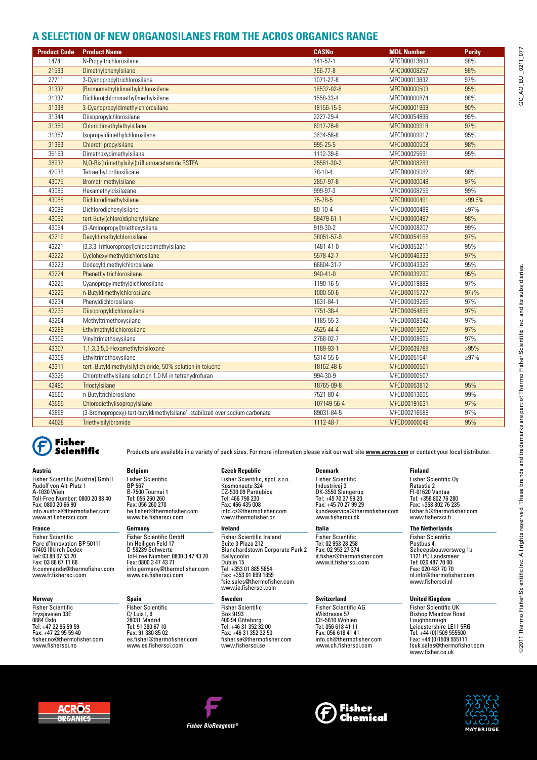## A SELECTION OF NEW ORGANOSILANES FROM THE ACROS ORGANICS RANGE

| Product Code | Product Name | CASNo | MDL Number | Purity |
|---|---|---|---|---|
| 14741 | N-Propyltrichlorosilane | 141-57-1 | MFCD00013603 | 98% |
| 21593 | Dimethylphenylsilane | 766-77-8 | MFCD00008257 | 98% |
| 27711 | 3-Cyanopropyltrichlorosilane | 1071-27-8 | MFCD00013832 | 97% |
| 31332 | (Bromomethyl)dimethylchlorosilane | 16532-02-8 | MFCD00000503 | 95% |
| 31337 | Dichloro(chloromethyl)methylsilane | 1558-33-4 | MFCD00000874 | 98% |
| 31338 | 3-Cyanopropyldimethylchlorosilane | 18156-15-5 | MFCD00001969 | 90% |
| 31344 | Diisopropylchlorosilane | 2227-29-4 | MFCD00054896 | 95% |
| 31350 | Chlorodimethylethylsilane | 6917-76-6 | MFCD00009918 | 97% |
| 31357 | Isopropyldimethylchlorosilane | 3634-56-8 | MFCD00009917 | 95% |
| 31393 | Chlorotripropylsilane | 995-25-5 | MFCD00000508 | 98% |
| 35153 | Dimethoxydimethylsilane | 1112-39-6 | MFCD00025691 | 95% |
| 38932 | N,O-Bis(trimethylsilyl)trifluoroacetamide BSTFA | 25561-30-2 | MFCD00008269 | |
| 42036 | Tetraethyl orthosilicate | 78-10-4 | MFCD00009062 | 98% |
| 43075 | Bromotrimethylsilane | 2857-97-8 | MFCD00000048 | 97% |
| 43085 | Hexamethyldisilazane | 999-97-3 | MFCD00008259 | 99% |
| 43088 | Dichlorodimethylsilane | 75-78-5 | MFCD00000491 | ≥99.5% |
| 43089 | Dichlorodiphenylsilane | 80-10-4 | MFCD00000489 | ≥97% |
| 43092 | tert-Butyl(chloro)diphenylsilane | 58479-61-1 | MFCD00000497 | 98% |
| 43094 | (3-Aminopropyl)triethoxysilane | 919-30-2 | MFCD00008207 | 99% |
| 43219 | Decyldimethylchlorosilane | 38051-57-9 | MFCD00054168 | 97% |
| 43221 | (3,3,3-Trifluoropropyl)chlorodimethylsilane | 1481-41-0 | MFCD00053211 | 95% |
| 43222 | Cyclohexylmethyldichlorosilane | 5578-42-7 | MFCD00046333 | 97% |
| 43223 | Dodecyldimethylchlorosilane | 66604-31-7 | MFCD00043326 | 95% |
| 43224 | Phenethyltrichlorosilane | 940-41-0 | MFCD00039290 | 95% |
| 43225 | Cyanopropylmethyldichlorosilane | 1190-16-5 | MFCD00019889 | 97% |
| 43226 | n-Butyldimethylchlorosilane | 1000-50-6 | MFCD00015727 | 97+% |
| 43234 | Phenyldichlorosilane | 1631-84-1 | MFCD00039296 | 97% |
| 43236 | Diisopropyldichlorosilane | 7751-38-4 | MFCD00054895 | 97% |
| 43264 | Methyltrimethoxysilane | 1185-55-3 | MFCD00008342 | 97% |
| 43289 | Ethylmethyldichlorosilane | 4525-44-4 | MFCD00013607 | 97% |
| 43306 | Vinyltrimethoxysilane | 2768-02-7 | MFCD00008605 | 97% |
| 43307 | 1,1,3,3,5,5-Hexamethyltrisiloxane | 1189-93-1 | MFCD00039788 | >95% |
| 43308 | Ethyltrimethoxysilane | 5314-55-6 | MFCD00051541 | ≥97% |
| 43311 | tert -Butyldimethylsilyl chloride, 50% solution in toluene | 18162-48-6 | MFCD00000501 | |
| 43325 | Chlorotriethylsilane solution 1.0 M in tetrahydrofuran | 994-30-9 | MFCD00000507 | |
| 43490 | Trioctylsilane | 18765-09-8 | MFCD00053812 | 95% |
| 43560 | n-Butyltrichlorosilane | 7521-80-4 | MFCD00013605 | 99% |
| 43565 | Chlorodiethylisopropylsilane | 107149-56-4 | MFCD00191631 | 97% |
| 43869 | (3-Bromopropoxy)-tert-butyldimethylsilane', stabilized over sodium carbonate | 89031-84-5 | MFCD00216589 | 97% |
| 44028 | Triethylsilylbromide | 1112-48-7 | MFCD00000049 | 95% |

Fisher Scientific

Products are available in a variety of pack sizes. For more information please visit our web site **www.acros.com** or contact your local distributor.

**Austria**
Fisher Scientific (Austria) GmbH
Rudolf von Alt-Platz 1
A-1030 Wien
Toll-Free Number: 0800 20 88 40
Fax: 0800 20 66 90
info.austria@thermofisher.com
www.at.fishersci.com

**Belgium**
Fisher Scientific
BP 567
B-7500 Tournai 1
Tel: 056 260 260
Fax: 056 260 270
be.fisher@thermofisher.com
www.be.fishersci.com

**Czech Republic**
Fisher Scientific, spol. s r.o.
Kosmonautu 324
CZ-530 09 Pardubice
Tel: 466 798 230
Fax: 466 435 008
info.cz@thermofisher.com
www.thermofisher.cz

**Denmark**
Fisher Scientific
Industrivej 3
DK-3550 Slangerup
Tel: +45 70 27 99 20
Fax: +45 70 27 99 29
kundeservice@thermofisher.com
www.fishersci.dk

**Finland**
Fisher Scientific Oy
Ratastie 2
FI-01620 Vantaa
Tel: +358 802 76 280
Fax: +358 802 76 235
fisher.fi@thermofisher.com
www.fishersci.fi

**France**
Fisher Scientific
Parc d'Innovation BP 50111
67403 Illkirch Cedex
Tel: 03 88 67 53 20
Fax: 03 88 67 11 68
fr.commande@thermofisher.com
www.fr.fishersci.com

**Germany**
Fisher Scientific GmbH
Im Heiligen Feld 17
D-58239 Schwerte
Tol-Free Number: 0800 3 47 43 70
Fax: 0800 3 47 43 71
info.germany@thermofisher.com
www.de.fishersci.com

**Ireland**
Fisher Scientific Ireland
Suite 3 Plaza 212
Blanchardstown Corporate Park 2
Ballycoolin
Dublin 15
Tel: +353 01 885 5854
Fax: +353 01 899 1855
fsie.sales@thermofisher.com
www.ie.fishersci.com

**Italia**
Fisher Scientific
Tel: 02 953 28 258
Fax: 02 953 27 374
it.fisher@thermofisher.com
www.it.fishersci.com

**The Netherlands**
Fisher Scientific
Postbus 4,
Scheepsbouwersweg 1b
1121 PC Landsmeer
Tel: 020 487 70 00
Fax: 020 487 70 70
nl.info@thermofisher.com
www.fishersci.nl

**Norway**
Fisher Scientific
Frysjaveien 33E
0884 Oslo
Tel: +47 22 95 59 59
Fax: +47 22 95 59 40
fisher.no@thermofisher.com
www.fishersci.no

**Spain**
Fisher Scientific
C/ Luis I, 9
28031 Madrid
Tel: 91 380 67 10
Fax: 91 380 85 02
es.fisher@thermofisher.com
www.es.fishersci.com

**Sweden**
Fisher Scientific
Box 9193
400 94 Göteborg
Tel: +46 31 352 32 00
Fax: +46 31 352 32 50
fisher.se@thermofisher.com
www.fishersci.se

**Switzerland**
Fisher Scientific AG
Wilstrasse 57
CH-5610 Wohlen
Tel: 056 618 41 11
Fax: 056 618 41 41
info.ch@thermofisher.com
www.ch.fishersci.com

**United Kingdom**
Fisher Scientific UK
Bishop Meadow Road
Loughborough
Leicestershire LE11 5RG
Tel: +44 (0)1509 555500
Fax: +44 (0)1509 555111
fsuk.sales@thermofisher.com
www.fisher.co.uk

ACROS ORGANICS — Fisher BioReagents® — Fisher Chemical — MAYBRIDGE

©2011 Thermo Fisher Scientific Inc. All rights reserved. These brands and trademarks are part of Thermo Fisher Scientific Inc. and its subsidiaries.

GC_AO_EU _0211_077